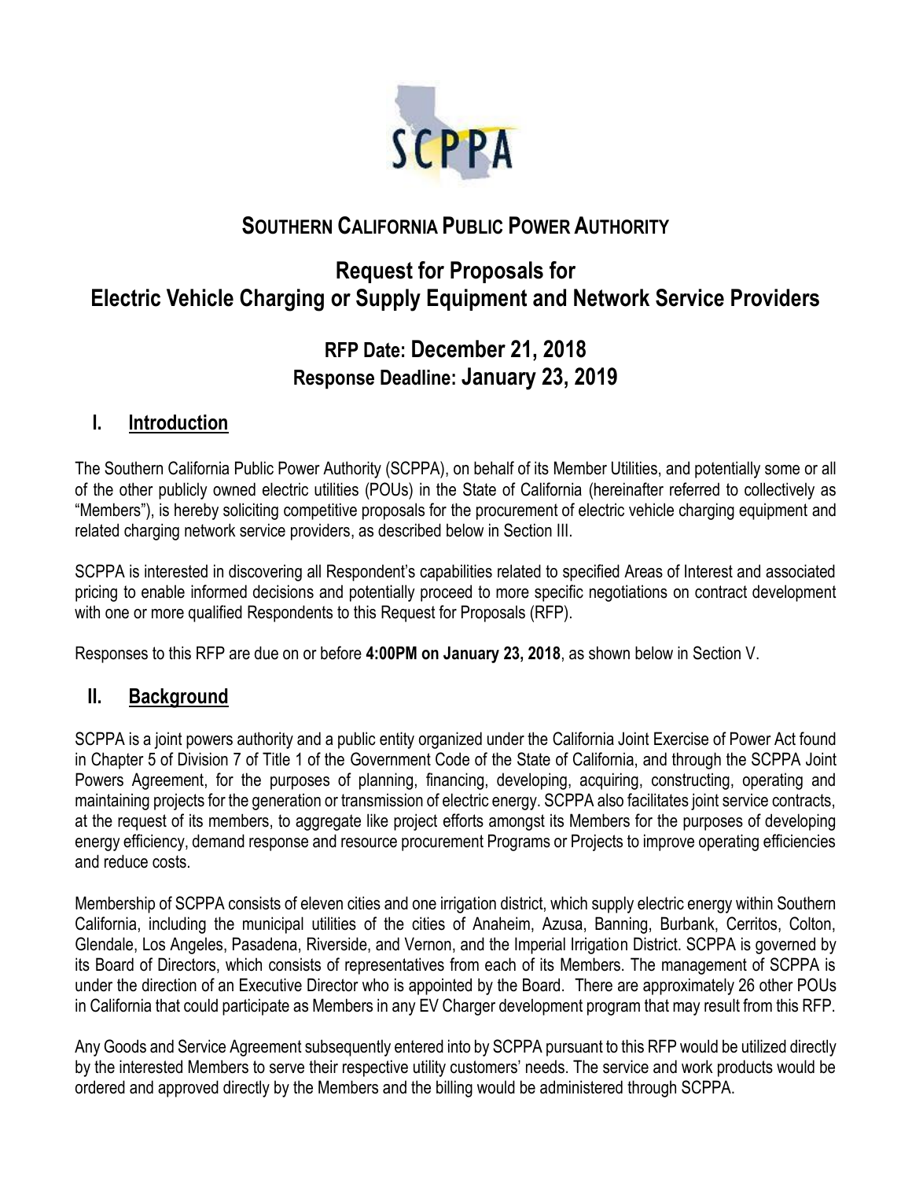SCPPA

# SOUTHERN CALIFORNIA PUBLIC POWER AUTHORITY

## Request for Proposals for Electric Vehicle Charging or Supply Equipment and Network Service Providers

### RFP Date: December 21, 2018
### Response Deadline: January 23, 2019

## I. Introduction

The Southern California Public Power Authority (SCPPA), on behalf of its Member Utilities, and potentially some or all of the other publicly owned electric utilities (POUs) in the State of California (hereinafter referred to collectively as "Members"), is hereby soliciting competitive proposals for the procurement of electric vehicle charging equipment and related charging network service providers, as described below in Section III.

SCPPA is interested in discovering all Respondent's capabilities related to specified Areas of Interest and associated pricing to enable informed decisions and potentially proceed to more specific negotiations on contract development with one or more qualified Respondents to this Request for Proposals (RFP).

Responses to this RFP are due on or before **4:00PM on January 23, 2018**, as shown below in Section V.

## II. Background

SCPPA is a joint powers authority and a public entity organized under the California Joint Exercise of Power Act found in Chapter 5 of Division 7 of Title 1 of the Government Code of the State of California, and through the SCPPA Joint Powers Agreement, for the purposes of planning, financing, developing, acquiring, constructing, operating and maintaining projects for the generation or transmission of electric energy. SCPPA also facilitates joint service contracts, at the request of its members, to aggregate like project efforts amongst its Members for the purposes of developing energy efficiency, demand response and resource procurement Programs or Projects to improve operating efficiencies and reduce costs.

Membership of SCPPA consists of eleven cities and one irrigation district, which supply electric energy within Southern California, including the municipal utilities of the cities of Anaheim, Azusa, Banning, Burbank, Cerritos, Colton, Glendale, Los Angeles, Pasadena, Riverside, and Vernon, and the Imperial Irrigation District. SCPPA is governed by its Board of Directors, which consists of representatives from each of its Members. The management of SCPPA is under the direction of an Executive Director who is appointed by the Board. There are approximately 26 other POUs in California that could participate as Members in any EV Charger development program that may result from this RFP.

Any Goods and Service Agreement subsequently entered into by SCPPA pursuant to this RFP would be utilized directly by the interested Members to serve their respective utility customers' needs. The service and work products would be ordered and approved directly by the Members and the billing would be administered through SCPPA.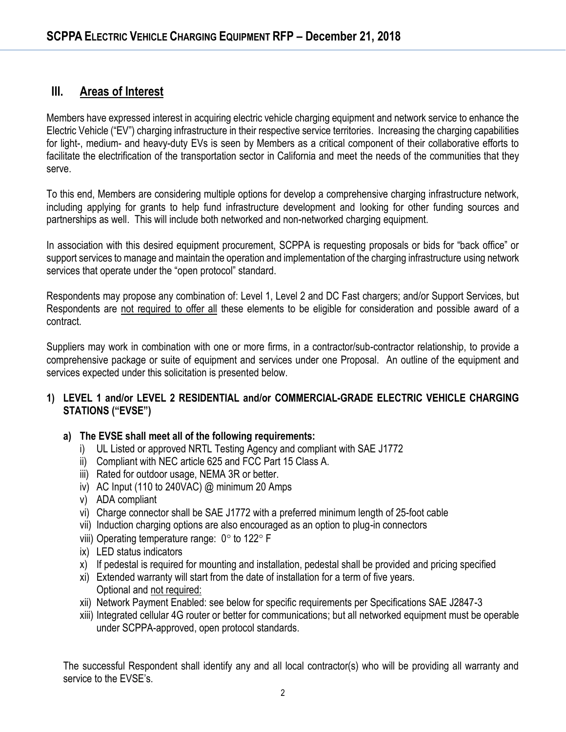## III. Areas of Interest

Members have expressed interest in acquiring electric vehicle charging equipment and network service to enhance the Electric Vehicle ("EV") charging infrastructure in their respective service territories. Increasing the charging capabilities for light-, medium- and heavy-duty EVs is seen by Members as a critical component of their collaborative efforts to facilitate the electrification of the transportation sector in California and meet the needs of the communities that they serve.

To this end, Members are considering multiple options for develop a comprehensive charging infrastructure network, including applying for grants to help fund infrastructure development and looking for other funding sources and partnerships as well. This will include both networked and non-networked charging equipment.

In association with this desired equipment procurement, SCPPA is requesting proposals or bids for "back office" or support services to manage and maintain the operation and implementation of the charging infrastructure using network services that operate under the "open protocol" standard.

Respondents may propose any combination of: Level 1, Level 2 and DC Fast chargers; and/or Support Services, but Respondents are not required to offer all these elements to be eligible for consideration and possible award of a contract.

Suppliers may work in combination with one or more firms, in a contractor/sub-contractor relationship, to provide a comprehensive package or suite of equipment and services under one Proposal. An outline of the equipment and services expected under this solicitation is presented below.

### 1) LEVEL 1 and/or LEVEL 2 RESIDENTIAL and/or COMMERCIAL-GRADE ELECTRIC VEHICLE CHARGING STATIONS ("EVSE")

**a) The EVSE shall meet all of the following requirements:**

i) UL Listed or approved NRTL Testing Agency and compliant with SAE J1772

ii) Compliant with NEC article 625 and FCC Part 15 Class A.

iii) Rated for outdoor usage, NEMA 3R or better.

iv) AC Input (110 to 240VAC) @ minimum 20 Amps

v) ADA compliant

vi) Charge connector shall be SAE J1772 with a preferred minimum length of 25-foot cable

vii) Induction charging options are also encouraged as an option to plug-in connectors

viii) Operating temperature range: 0° to 122° F

ix) LED status indicators

x) If pedestal is required for mounting and installation, pedestal shall be provided and pricing specified

xi) Extended warranty will start from the date of installation for a term of five years.
Optional and not required:

xii) Network Payment Enabled: see below for specific requirements per Specifications SAE J2847-3

xiii) Integrated cellular 4G router or better for communications; but all networked equipment must be operable under SCPPA-approved, open protocol standards.

The successful Respondent shall identify any and all local contractor(s) who will be providing all warranty and service to the EVSE's.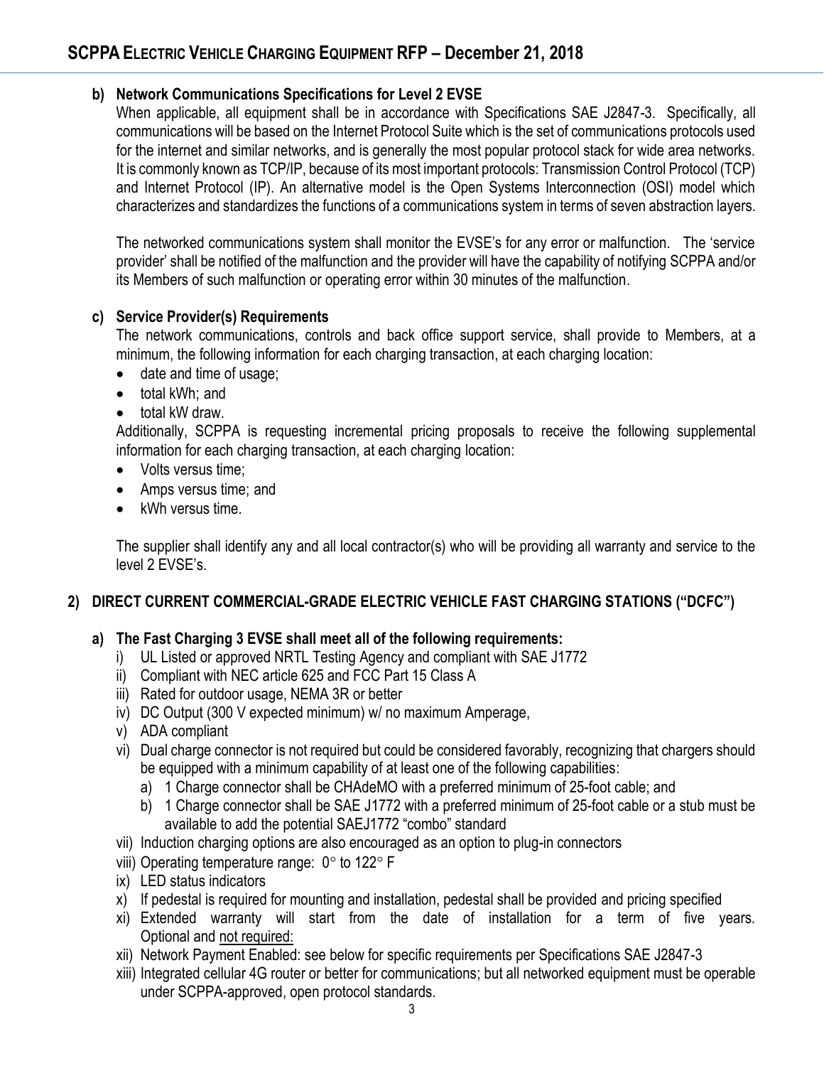**b) Network Communications Specifications for Level 2 EVSE**

When applicable, all equipment shall be in accordance with Specifications SAE J2847-3. Specifically, all communications will be based on the Internet Protocol Suite which is the set of communications protocols used for the internet and similar networks, and is generally the most popular protocol stack for wide area networks. It is commonly known as TCP/IP, because of its most important protocols: Transmission Control Protocol (TCP) and Internet Protocol (IP). An alternative model is the Open Systems Interconnection (OSI) model which characterizes and standardizes the functions of a communications system in terms of seven abstraction layers.

The networked communications system shall monitor the EVSE's for any error or malfunction. The 'service provider' shall be notified of the malfunction and the provider will have the capability of notifying SCPPA and/or its Members of such malfunction or operating error within 30 minutes of the malfunction.

**c) Service Provider(s) Requirements**

The network communications, controls and back office support service, shall provide to Members, at a minimum, the following information for each charging transaction, at each charging location:

- date and time of usage;
- total kWh; and
- total kW draw.

Additionally, SCPPA is requesting incremental pricing proposals to receive the following supplemental information for each charging transaction, at each charging location:

- Volts versus time;
- Amps versus time; and
- kWh versus time.

The supplier shall identify any and all local contractor(s) who will be providing all warranty and service to the level 2 EVSE's.

## 2) DIRECT CURRENT COMMERCIAL-GRADE ELECTRIC VEHICLE FAST CHARGING STATIONS ("DCFC")

**a) The Fast Charging 3 EVSE shall meet all of the following requirements:**

i) UL Listed or approved NRTL Testing Agency and compliant with SAE J1772
ii) Compliant with NEC article 625 and FCC Part 15 Class A
iii) Rated for outdoor usage, NEMA 3R or better
iv) DC Output (300 V expected minimum) w/ no maximum Amperage,
v) ADA compliant
vi) Dual charge connector is not required but could be considered favorably, recognizing that chargers should be equipped with a minimum capability of at least one of the following capabilities:
   a) 1 Charge connector shall be CHAdeMO with a preferred minimum of 25-foot cable; and
   b) 1 Charge connector shall be SAE J1772 with a preferred minimum of 25-foot cable or a stub must be available to add the potential SAEJ1772 "combo" standard
vii) Induction charging options are also encouraged as an option to plug-in connectors
viii) Operating temperature range: 0° to 122° F
ix) LED status indicators
x) If pedestal is required for mounting and installation, pedestal shall be provided and pricing specified
xi) Extended warranty will start from the date of installation for a term of five years. Optional and <u>not required:</u>
xii) Network Payment Enabled: see below for specific requirements per Specifications SAE J2847-3
xiii) Integrated cellular 4G router or better for communications; but all networked equipment must be operable under SCPPA-approved, open protocol standards.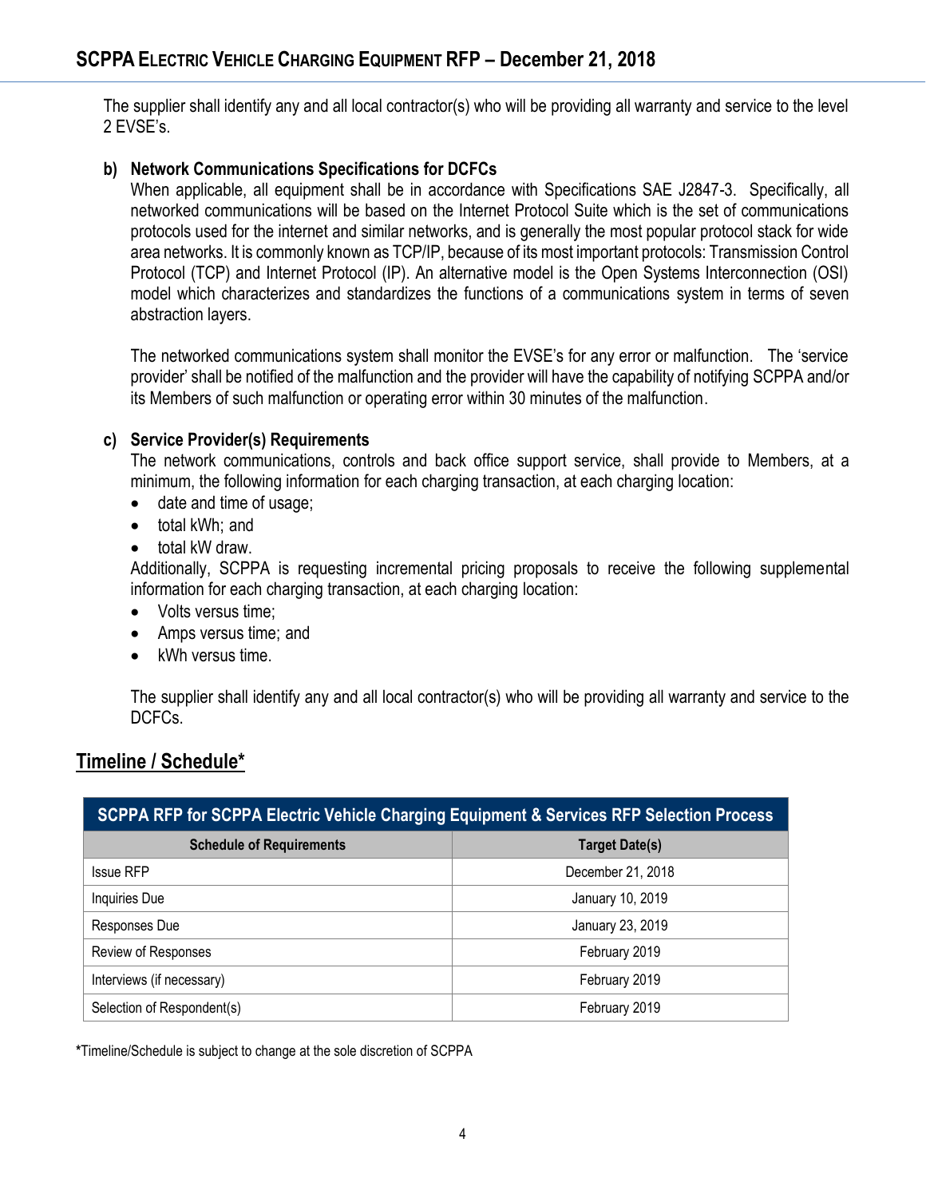The supplier shall identify any and all local contractor(s) who will be providing all warranty and service to the level 2 EVSE's.

**b) Network Communications Specifications for DCFCs**

When applicable, all equipment shall be in accordance with Specifications SAE J2847-3. Specifically, all networked communications will be based on the Internet Protocol Suite which is the set of communications protocols used for the internet and similar networks, and is generally the most popular protocol stack for wide area networks. It is commonly known as TCP/IP, because of its most important protocols: Transmission Control Protocol (TCP) and Internet Protocol (IP). An alternative model is the Open Systems Interconnection (OSI) model which characterizes and standardizes the functions of a communications system in terms of seven abstraction layers.

The networked communications system shall monitor the EVSE's for any error or malfunction. The 'service provider' shall be notified of the malfunction and the provider will have the capability of notifying SCPPA and/or its Members of such malfunction or operating error within 30 minutes of the malfunction.

**c) Service Provider(s) Requirements**

The network communications, controls and back office support service, shall provide to Members, at a minimum, the following information for each charging transaction, at each charging location:

- date and time of usage;
- total kWh; and
- total kW draw.

Additionally, SCPPA is requesting incremental pricing proposals to receive the following supplemental information for each charging transaction, at each charging location:

- Volts versus time;
- Amps versus time; and
- kWh versus time.

The supplier shall identify any and all local contractor(s) who will be providing all warranty and service to the DCFCs.

## Timeline / Schedule*

| SCPPA RFP for SCPPA Electric Vehicle Charging Equipment & Services RFP Selection Process | |
|---|---|
| **Schedule of Requirements** | **Target Date(s)** |
| Issue RFP | December 21, 2018 |
| Inquiries Due | January 10, 2019 |
| Responses Due | January 23, 2019 |
| Review of Responses | February 2019 |
| Interviews (if necessary) | February 2019 |
| Selection of Respondent(s) | February 2019 |

*Timeline/Schedule is subject to change at the sole discretion of SCPPA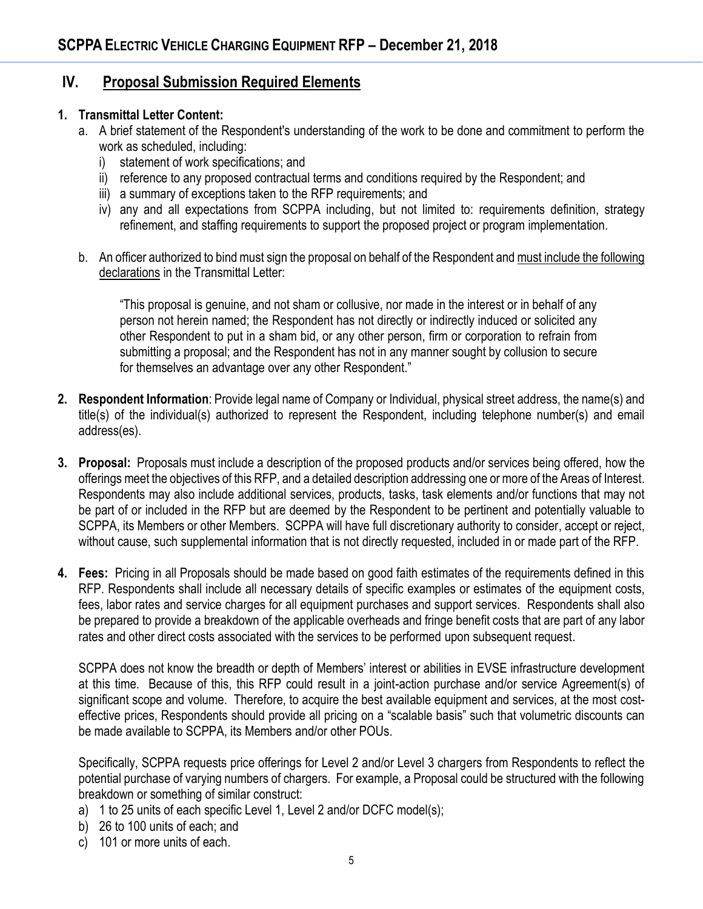## IV. Proposal Submission Required Elements

1. **Transmittal Letter Content:**
   a. A brief statement of the Respondent's understanding of the work to be done and commitment to perform the work as scheduled, including:
      i) statement of work specifications; and
      ii) reference to any proposed contractual terms and conditions required by the Respondent; and
      iii) a summary of exceptions taken to the RFP requirements; and
      iv) any and all expectations from SCPPA including, but not limited to: requirements definition, strategy refinement, and staffing requirements to support the proposed project or program implementation.

   b. An officer authorized to bind must sign the proposal on behalf of the Respondent and <u>must include the following declarations</u> in the Transmittal Letter:

      "This proposal is genuine, and not sham or collusive, nor made in the interest or in behalf of any person not herein named; the Respondent has not directly or indirectly induced or solicited any other Respondent to put in a sham bid, or any other person, firm or corporation to refrain from submitting a proposal; and the Respondent has not in any manner sought by collusion to secure for themselves an advantage over any other Respondent."

2. **Respondent Information**: Provide legal name of Company or Individual, physical street address, the name(s) and title(s) of the individual(s) authorized to represent the Respondent, including telephone number(s) and email address(es).

3. **Proposal:** Proposals must include a description of the proposed products and/or services being offered, how the offerings meet the objectives of this RFP, and a detailed description addressing one or more of the Areas of Interest. Respondents may also include additional services, products, tasks, task elements and/or functions that may not be part of or included in the RFP but are deemed by the Respondent to be pertinent and potentially valuable to SCPPA, its Members or other Members. SCPPA will have full discretionary authority to consider, accept or reject, without cause, such supplemental information that is not directly requested, included in or made part of the RFP.

4. **Fees:** Pricing in all Proposals should be made based on good faith estimates of the requirements defined in this RFP. Respondents shall include all necessary details of specific examples or estimates of the equipment costs, fees, labor rates and service charges for all equipment purchases and support services. Respondents shall also be prepared to provide a breakdown of the applicable overheads and fringe benefit costs that are part of any labor rates and other direct costs associated with the services to be performed upon subsequent request.

   SCPPA does not know the breadth or depth of Members' interest or abilities in EVSE infrastructure development at this time. Because of this, this RFP could result in a joint-action purchase and/or service Agreement(s) of significant scope and volume. Therefore, to acquire the best available equipment and services, at the most cost-effective prices, Respondents should provide all pricing on a "scalable basis" such that volumetric discounts can be made available to SCPPA, its Members and/or other POUs.

   Specifically, SCPPA requests price offerings for Level 2 and/or Level 3 chargers from Respondents to reflect the potential purchase of varying numbers of chargers. For example, a Proposal could be structured with the following breakdown or something of similar construct:
   a) 1 to 25 units of each specific Level 1, Level 2 and/or DCFC model(s);
   b) 26 to 100 units of each; and
   c) 101 or more units of each.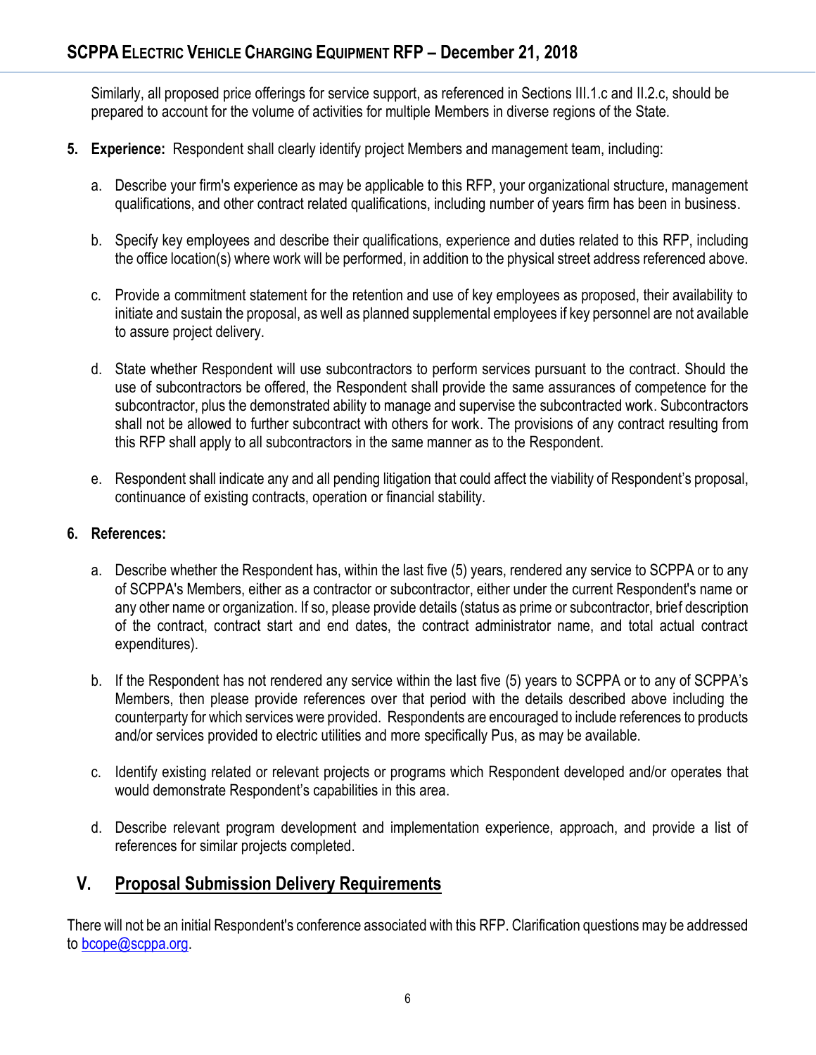Similarly, all proposed price offerings for service support, as referenced in Sections III.1.c and II.2.c, should be prepared to account for the volume of activities for multiple Members in diverse regions of the State.

5. **Experience:** Respondent shall clearly identify project Members and management team, including:

   a. Describe your firm's experience as may be applicable to this RFP, your organizational structure, management qualifications, and other contract related qualifications, including number of years firm has been in business.

   b. Specify key employees and describe their qualifications, experience and duties related to this RFP, including the office location(s) where work will be performed, in addition to the physical street address referenced above.

   c. Provide a commitment statement for the retention and use of key employees as proposed, their availability to initiate and sustain the proposal, as well as planned supplemental employees if key personnel are not available to assure project delivery.

   d. State whether Respondent will use subcontractors to perform services pursuant to the contract. Should the use of subcontractors be offered, the Respondent shall provide the same assurances of competence for the subcontractor, plus the demonstrated ability to manage and supervise the subcontracted work. Subcontractors shall not be allowed to further subcontract with others for work. The provisions of any contract resulting from this RFP shall apply to all subcontractors in the same manner as to the Respondent.

   e. Respondent shall indicate any and all pending litigation that could affect the viability of Respondent's proposal, continuance of existing contracts, operation or financial stability.

6. **References:**

   a. Describe whether the Respondent has, within the last five (5) years, rendered any service to SCPPA or to any of SCPPA's Members, either as a contractor or subcontractor, either under the current Respondent's name or any other name or organization. If so, please provide details (status as prime or subcontractor, brief description of the contract, contract start and end dates, the contract administrator name, and total actual contract expenditures).

   b. If the Respondent has not rendered any service within the last five (5) years to SCPPA or to any of SCPPA's Members, then please provide references over that period with the details described above including the counterparty for which services were provided. Respondents are encouraged to include references to products and/or services provided to electric utilities and more specifically Pus, as may be available.

   c. Identify existing related or relevant projects or programs which Respondent developed and/or operates that would demonstrate Respondent's capabilities in this area.

   d. Describe relevant program development and implementation experience, approach, and provide a list of references for similar projects completed.

## V. Proposal Submission Delivery Requirements

There will not be an initial Respondent's conference associated with this RFP. Clarification questions may be addressed to bcope@scppa.org.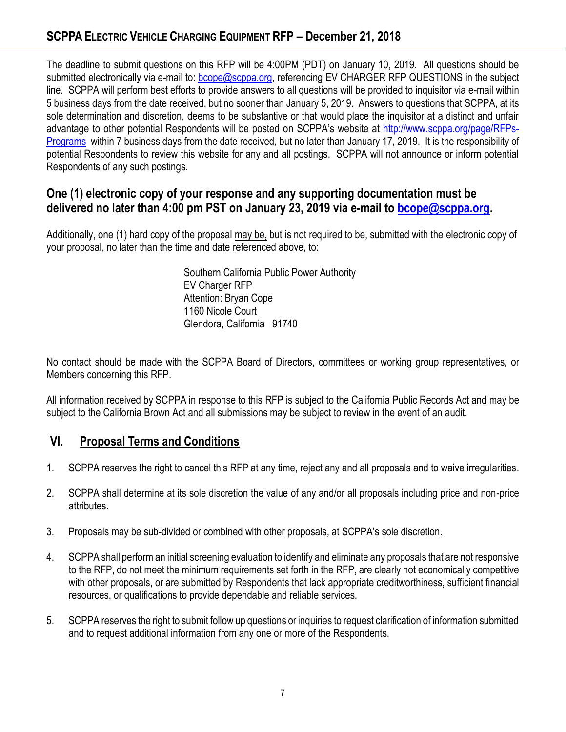The deadline to submit questions on this RFP will be 4:00PM (PDT) on January 10, 2019. All questions should be submitted electronically via e-mail to: [bcope@scppa.org](mailto:bcope@scppa.org), referencing EV CHARGER RFP QUESTIONS in the subject line. SCPPA will perform best efforts to provide answers to all questions will be provided to inquisitor via e-mail within 5 business days from the date received, but no sooner than January 5, 2019. Answers to questions that SCPPA, at its sole determination and discretion, deems to be substantive or that would place the inquisitor at a distinct and unfair advantage to other potential Respondents will be posted on SCPPA's website at [http://www.scppa.org/page/RFPs-Programs](http://www.scppa.org/page/RFPs-Programs) within 7 business days from the date received, but no later than January 17, 2019. It is the responsibility of potential Respondents to review this website for any and all postings. SCPPA will not announce or inform potential Respondents of any such postings.

**One (1) electronic copy of your response and any supporting documentation must be delivered no later than 4:00 pm PST on January 23, 2019 via e-mail to [bcope@scppa.org](mailto:bcope@scppa.org).**

Additionally, one (1) hard copy of the proposal may be, but is not required to be, submitted with the electronic copy of your proposal, no later than the time and date referenced above, to:

Southern California Public Power Authority
EV Charger RFP
Attention: Bryan Cope
1160 Nicole Court
Glendora, California 91740

No contact should be made with the SCPPA Board of Directors, committees or working group representatives, or Members concerning this RFP.

All information received by SCPPA in response to this RFP is subject to the California Public Records Act and may be subject to the California Brown Act and all submissions may be subject to review in the event of an audit.

## VI. Proposal Terms and Conditions

1. SCPPA reserves the right to cancel this RFP at any time, reject any and all proposals and to waive irregularities.

2. SCPPA shall determine at its sole discretion the value of any and/or all proposals including price and non-price attributes.

3. Proposals may be sub-divided or combined with other proposals, at SCPPA's sole discretion.

4. SCPPA shall perform an initial screening evaluation to identify and eliminate any proposals that are not responsive to the RFP, do not meet the minimum requirements set forth in the RFP, are clearly not economically competitive with other proposals, or are submitted by Respondents that lack appropriate creditworthiness, sufficient financial resources, or qualifications to provide dependable and reliable services.

5. SCPPA reserves the right to submit follow up questions or inquiries to request clarification of information submitted and to request additional information from any one or more of the Respondents.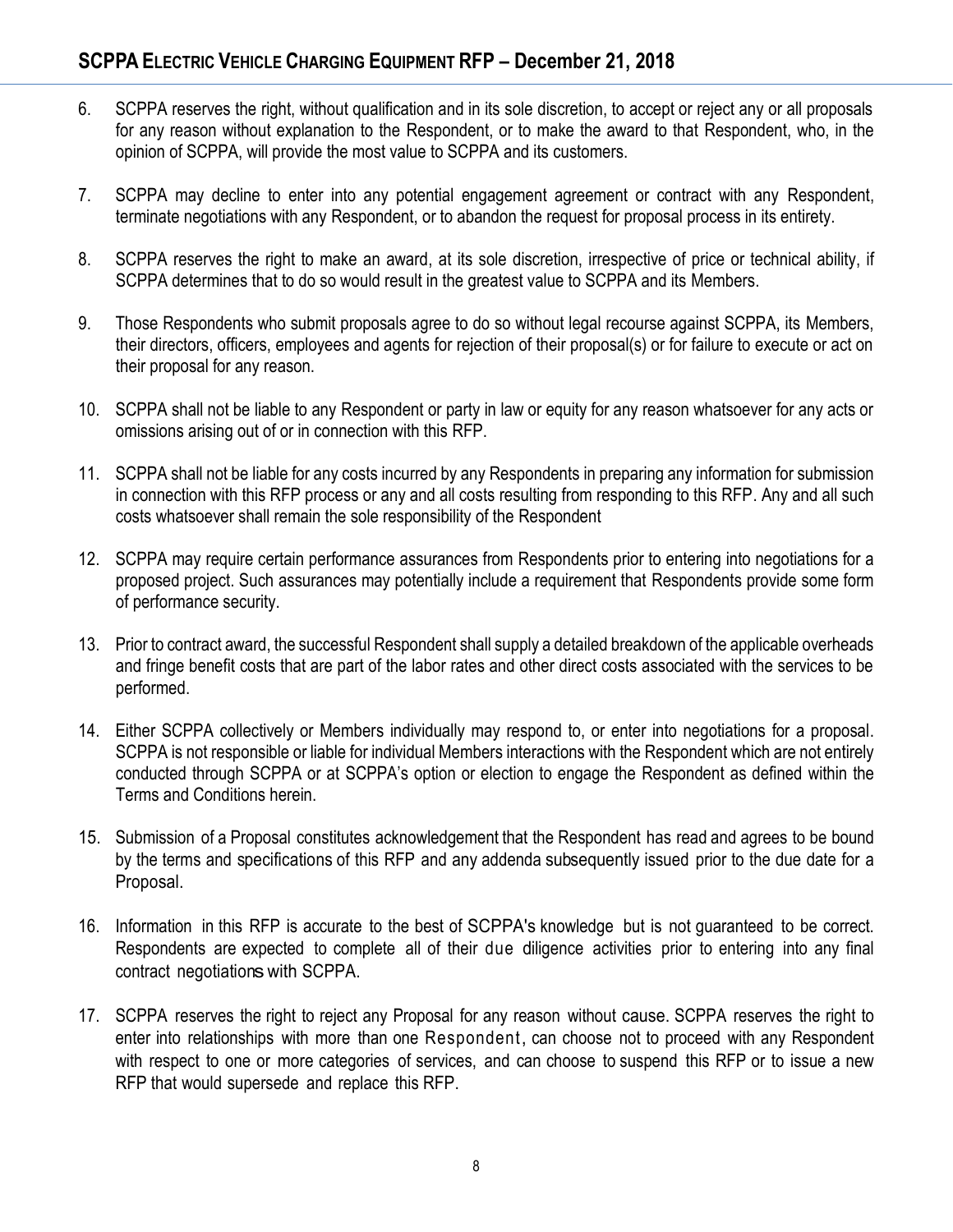6. SCPPA reserves the right, without qualification and in its sole discretion, to accept or reject any or all proposals for any reason without explanation to the Respondent, or to make the award to that Respondent, who, in the opinion of SCPPA, will provide the most value to SCPPA and its customers.

7. SCPPA may decline to enter into any potential engagement agreement or contract with any Respondent, terminate negotiations with any Respondent, or to abandon the request for proposal process in its entirety.

8. SCPPA reserves the right to make an award, at its sole discretion, irrespective of price or technical ability, if SCPPA determines that to do so would result in the greatest value to SCPPA and its Members.

9. Those Respondents who submit proposals agree to do so without legal recourse against SCPPA, its Members, their directors, officers, employees and agents for rejection of their proposal(s) or for failure to execute or act on their proposal for any reason.

10. SCPPA shall not be liable to any Respondent or party in law or equity for any reason whatsoever for any acts or omissions arising out of or in connection with this RFP.

11. SCPPA shall not be liable for any costs incurred by any Respondents in preparing any information for submission in connection with this RFP process or any and all costs resulting from responding to this RFP. Any and all such costs whatsoever shall remain the sole responsibility of the Respondent

12. SCPPA may require certain performance assurances from Respondents prior to entering into negotiations for a proposed project. Such assurances may potentially include a requirement that Respondents provide some form of performance security.

13. Prior to contract award, the successful Respondent shall supply a detailed breakdown of the applicable overheads and fringe benefit costs that are part of the labor rates and other direct costs associated with the services to be performed.

14. Either SCPPA collectively or Members individually may respond to, or enter into negotiations for a proposal. SCPPA is not responsible or liable for individual Members interactions with the Respondent which are not entirely conducted through SCPPA or at SCPPA's option or election to engage the Respondent as defined within the Terms and Conditions herein.

15. Submission of a Proposal constitutes acknowledgement that the Respondent has read and agrees to be bound by the terms and specifications of this RFP and any addenda subsequently issued prior to the due date for a Proposal.

16. Information in this RFP is accurate to the best of SCPPA's knowledge but is not guaranteed to be correct. Respondents are expected to complete all of their due diligence activities prior to entering into any final contract negotiations with SCPPA.

17. SCPPA reserves the right to reject any Proposal for any reason without cause. SCPPA reserves the right to enter into relationships with more than one Respondent, can choose not to proceed with any Respondent with respect to one or more categories of services, and can choose to suspend this RFP or to issue a new RFP that would supersede and replace this RFP.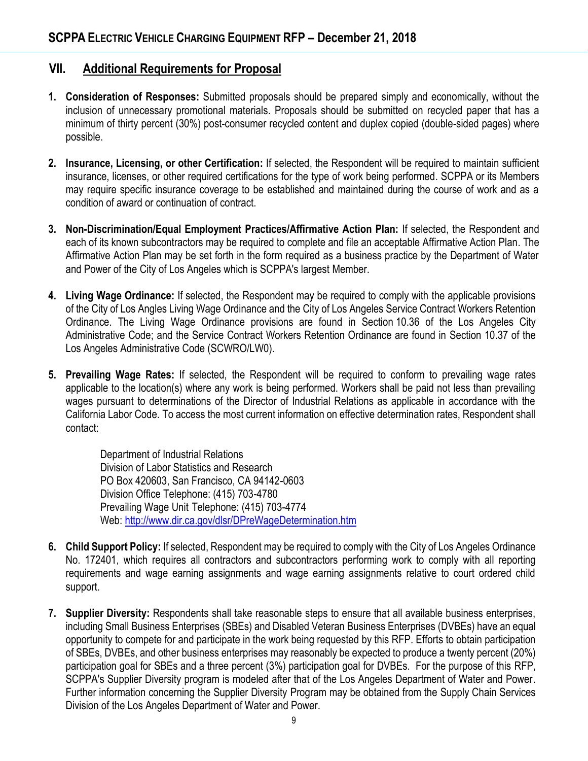## VII. Additional Requirements for Proposal

1. **Consideration of Responses:** Submitted proposals should be prepared simply and economically, without the inclusion of unnecessary promotional materials. Proposals should be submitted on recycled paper that has a minimum of thirty percent (30%) post-consumer recycled content and duplex copied (double-sided pages) where possible.

2. **Insurance, Licensing, or other Certification:** If selected, the Respondent will be required to maintain sufficient insurance, licenses, or other required certifications for the type of work being performed. SCPPA or its Members may require specific insurance coverage to be established and maintained during the course of work and as a condition of award or continuation of contract.

3. **Non-Discrimination/Equal Employment Practices/Affirmative Action Plan:** If selected, the Respondent and each of its known subcontractors may be required to complete and file an acceptable Affirmative Action Plan. The Affirmative Action Plan may be set forth in the form required as a business practice by the Department of Water and Power of the City of Los Angeles which is SCPPA's largest Member.

4. **Living Wage Ordinance:** If selected, the Respondent may be required to comply with the applicable provisions of the City of Los Angles Living Wage Ordinance and the City of Los Angeles Service Contract Workers Retention Ordinance. The Living Wage Ordinance provisions are found in Section 10.36 of the Los Angeles City Administrative Code; and the Service Contract Workers Retention Ordinance are found in Section 10.37 of the Los Angeles Administrative Code (SCWRO/LW0).

5. **Prevailing Wage Rates:** If selected, the Respondent will be required to conform to prevailing wage rates applicable to the location(s) where any work is being performed. Workers shall be paid not less than prevailing wages pursuant to determinations of the Director of Industrial Relations as applicable in accordance with the California Labor Code. To access the most current information on effective determination rates, Respondent shall contact:

   Department of Industrial Relations
   Division of Labor Statistics and Research
   PO Box 420603, San Francisco, CA 94142-0603
   Division Office Telephone: (415) 703-4780
   Prevailing Wage Unit Telephone: (415) 703-4774
   Web: http://www.dir.ca.gov/dlsr/DPreWageDetermination.htm

6. **Child Support Policy:** If selected, Respondent may be required to comply with the City of Los Angeles Ordinance No. 172401, which requires all contractors and subcontractors performing work to comply with all reporting requirements and wage earning assignments and wage earning assignments relative to court ordered child support.

7. **Supplier Diversity:** Respondents shall take reasonable steps to ensure that all available business enterprises, including Small Business Enterprises (SBEs) and Disabled Veteran Business Enterprises (DVBEs) have an equal opportunity to compete for and participate in the work being requested by this RFP. Efforts to obtain participation of SBEs, DVBEs, and other business enterprises may reasonably be expected to produce a twenty percent (20%) participation goal for SBEs and a three percent (3%) participation goal for DVBEs. For the purpose of this RFP, SCPPA's Supplier Diversity program is modeled after that of the Los Angeles Department of Water and Power. Further information concerning the Supplier Diversity Program may be obtained from the Supply Chain Services Division of the Los Angeles Department of Water and Power.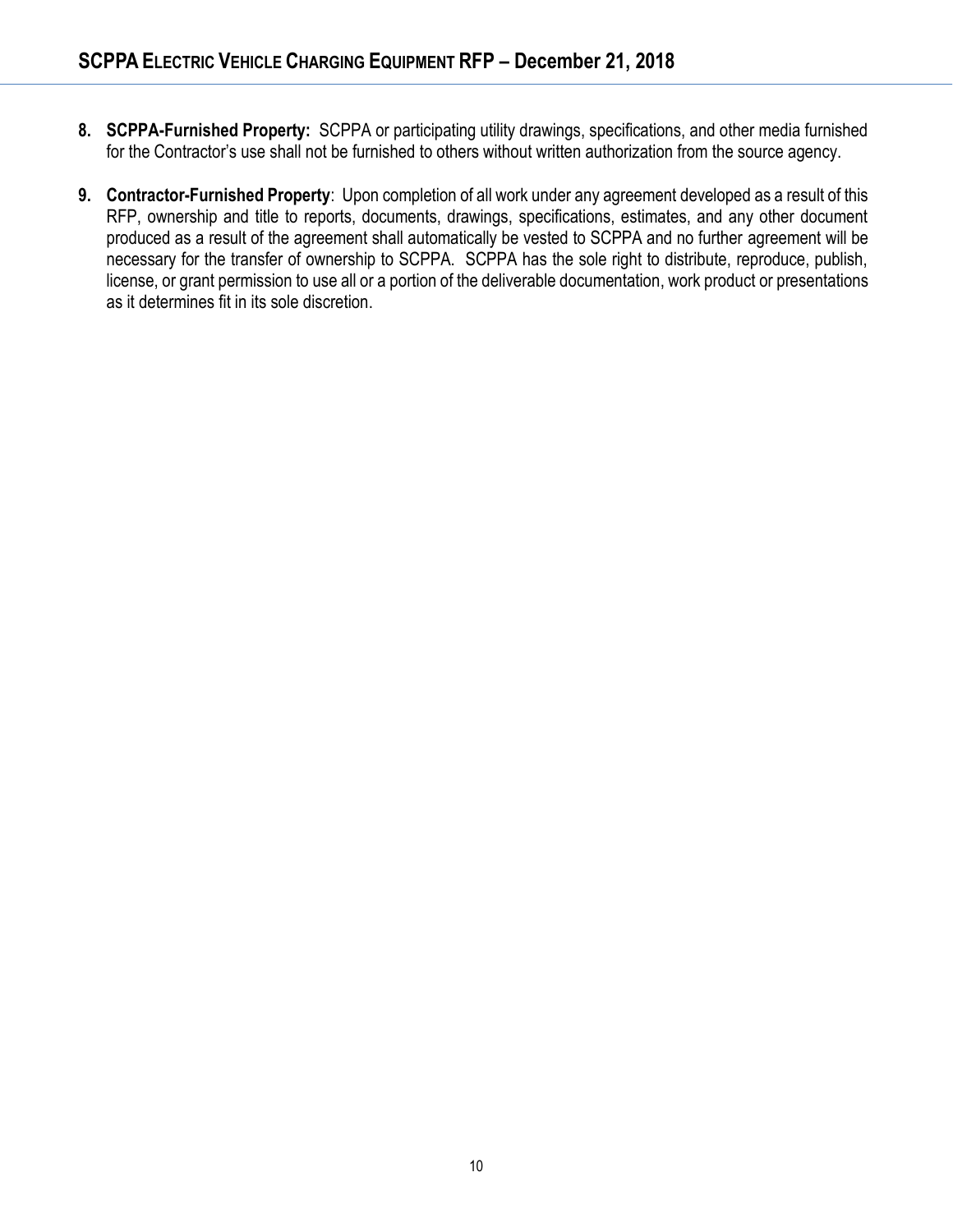8. **SCPPA-Furnished Property:** SCPPA or participating utility drawings, specifications, and other media furnished for the Contractor's use shall not be furnished to others without written authorization from the source agency.

9. **Contractor-Furnished Property**: Upon completion of all work under any agreement developed as a result of this RFP, ownership and title to reports, documents, drawings, specifications, estimates, and any other document produced as a result of the agreement shall automatically be vested to SCPPA and no further agreement will be necessary for the transfer of ownership to SCPPA. SCPPA has the sole right to distribute, reproduce, publish, license, or grant permission to use all or a portion of the deliverable documentation, work product or presentations as it determines fit in its sole discretion.